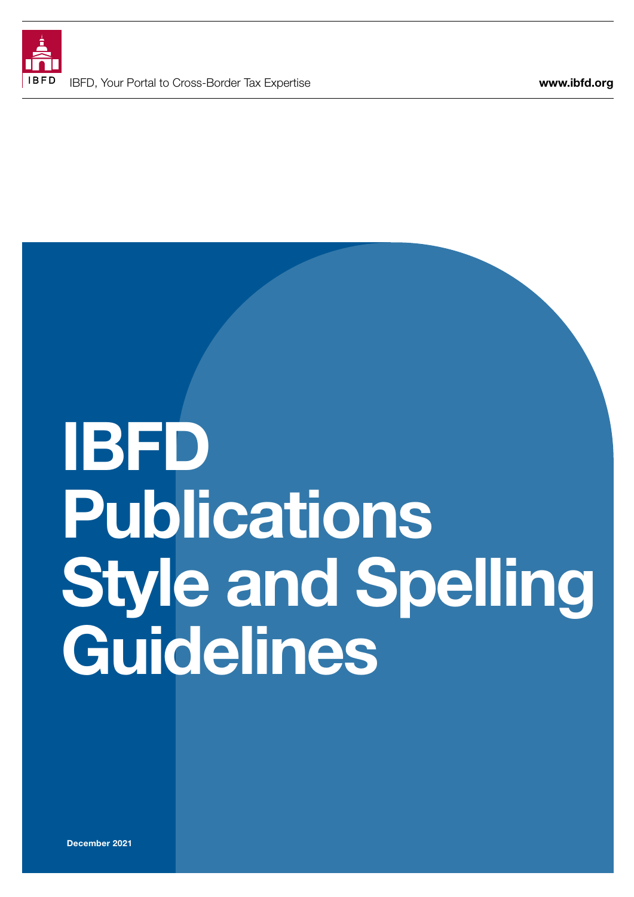IBFD, Your Portal to Cross-Border Tax Expertise

www.ibfd.org

# IBFD Publications Style and Spelling Guidelines

December 2021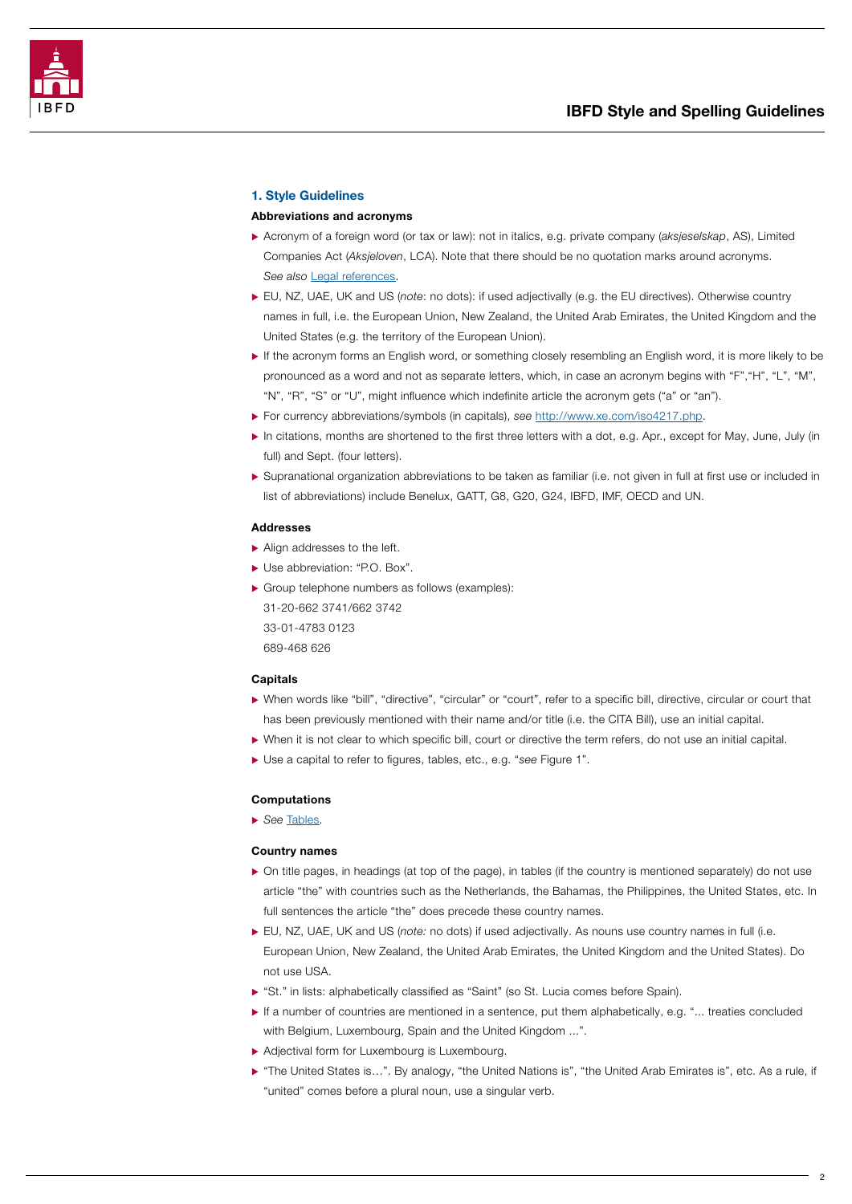## 1. Style Guidelines

### Abbreviations and acronyms

- Acronym of a foreign word (or tax or law): not in italics, e.g. private company (*aksjeselskap*, AS), Limited Companies Act (*Aksjeloven*, LCA). Note that there should be no quotation marks around acronyms. *See also* [Legal references](#).
- EU, NZ, UAE, UK and US (*note*: no dots): if used adjectivally (e.g. the EU directives). Otherwise country names in full, i.e. the European Union, New Zealand, the United Arab Emirates, the United Kingdom and the United States (e.g. the territory of the European Union).
- If the acronym forms an English word, or something closely resembling an English word, it is more likely to be pronounced as a word and not as separate letters, which, in case an acronym begins with "F","H", "L", "M", "N", "R", "S" or "U", might influence which indefinite article the acronym gets ("a" or "an").
- For currency abbreviations/symbols (in capitals), *see* [http://www.xe.com/iso4217.php](http://www.xe.com/iso4217.php).
- In citations, months are shortened to the first three letters with a dot, e.g. Apr., except for May, June, July (in full) and Sept. (four letters).
- Supranational organization abbreviations to be taken as familiar (i.e. not given in full at first use or included in list of abbreviations) include Benelux, GATT, G8, G20, G24, IBFD, IMF, OECD and UN.

### Addresses

- Align addresses to the left.
- Use abbreviation: "P.O. Box".
- Group telephone numbers as follows (examples):
  31-20-662 3741/662 3742
  33-01-4783 0123
  689-468 626

### Capitals

- When words like "bill", "directive", "circular" or "court", refer to a specific bill, directive, circular or court that has been previously mentioned with their name and/or title (i.e. the CITA Bill), use an initial capital.
- When it is not clear to which specific bill, court or directive the term refers, do not use an initial capital.
- Use a capital to refer to figures, tables, etc., e.g. "*see* Figure 1".

### Computations

- *See* [Tables](#).

### Country names

- On title pages, in headings (at top of the page), in tables (if the country is mentioned separately) do not use article "the" with countries such as the Netherlands, the Bahamas, the Philippines, the United States, etc. In full sentences the article "the" does precede these country names.
- EU, NZ, UAE, UK and US (*note:* no dots) if used adjectivally. As nouns use country names in full (i.e. European Union, New Zealand, the United Arab Emirates, the United Kingdom and the United States). Do not use USA.
- "St." in lists: alphabetically classified as "Saint" (so St. Lucia comes before Spain).
- If a number of countries are mentioned in a sentence, put them alphabetically, e.g. "... treaties concluded with Belgium, Luxembourg, Spain and the United Kingdom ...".
- Adjectival form for Luxembourg is Luxembourg.
- "The United States is…". By analogy, "the United Nations is", "the United Arab Emirates is", etc. As a rule, if "united" comes before a plural noun, use a singular verb.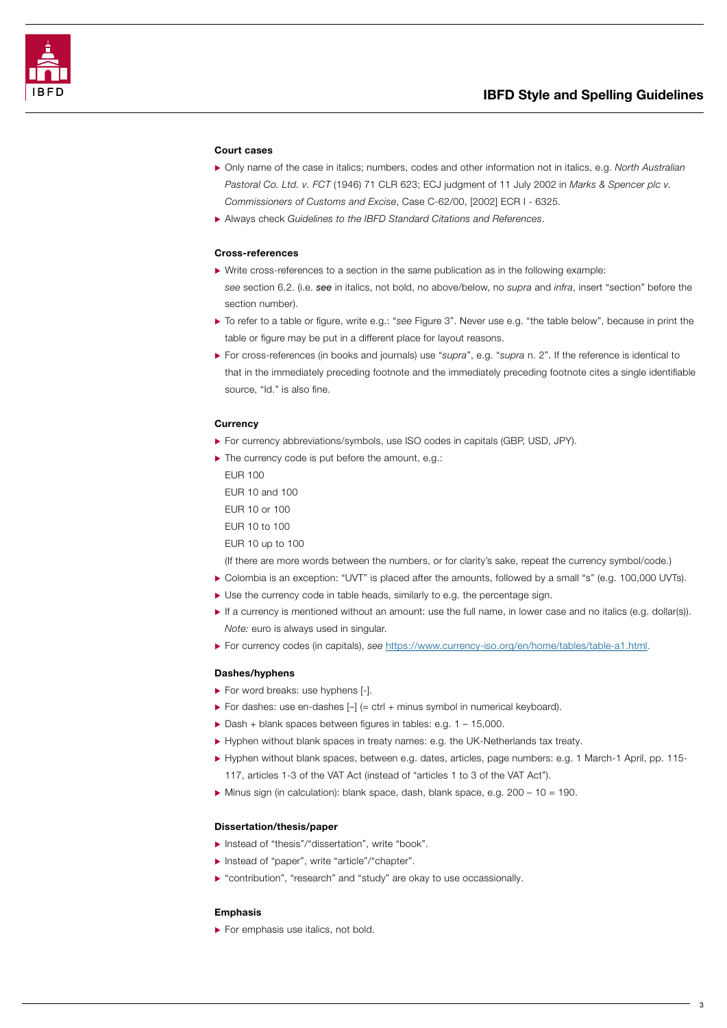#### Court cases

- Only name of the case in italics; numbers, codes and other information not in italics, e.g. *North Australian Pastoral Co. Ltd. v. FCT* (1946) 71 CLR 623; ECJ judgment of 11 July 2002 in *Marks & Spencer plc v. Commissioners of Customs and Excise*, Case C-62/00, [2002] ECR I - 6325.
- Always check *Guidelines to the IBFD Standard Citations and References*.

#### Cross-references

- Write cross-references to a section in the same publication as in the following example: *see* section 6.2. (i.e. ***see*** in italics, not bold, no above/below, no *supra* and *infra*, insert "section" before the section number).
- To refer to a table or figure, write e.g.: "*see* Figure 3". Never use e.g. "the table below", because in print the table or figure may be put in a different place for layout reasons.
- For cross-references (in books and journals) use "*supra*", e.g. "*supra* n. 2". If the reference is identical to that in the immediately preceding footnote and the immediately preceding footnote cites a single identifiable source, "Id." is also fine.

#### Currency

- For currency abbreviations/symbols, use ISO codes in capitals (GBP, USD, JPY).
- The currency code is put before the amount, e.g.:
  EUR 100
  EUR 10 and 100
  EUR 10 or 100
  EUR 10 to 100
  EUR 10 up to 100
  (If there are more words between the numbers, or for clarity's sake, repeat the currency symbol/code.)
- Colombia is an exception: "UVT" is placed after the amounts, followed by a small "s" (e.g. 100,000 UVTs).
- Use the currency code in table heads, similarly to e.g. the percentage sign.
- If a currency is mentioned without an amount: use the full name, in lower case and no italics (e.g. dollar(s)). *Note:* euro is always used in singular.
- For currency codes (in capitals), *see* https://www.currency-iso.org/en/home/tables/table-a1.html.

#### Dashes/hyphens

- For word breaks: use hyphens [-].
- For dashes: use en-dashes [–] (= ctrl + minus symbol in numerical keyboard).
- Dash + blank spaces between figures in tables: e.g. 1 – 15,000.
- Hyphen without blank spaces in treaty names: e.g. the UK-Netherlands tax treaty.
- Hyphen without blank spaces, between e.g. dates, articles, page numbers: e.g. 1 March-1 April, pp. 115-117, articles 1-3 of the VAT Act (instead of "articles 1 to 3 of the VAT Act").
- Minus sign (in calculation): blank space, dash, blank space, e.g. 200 – 10 = 190.

#### Dissertation/thesis/paper

- Instead of "thesis"/"dissertation", write "book".
- Instead of "paper", write "article"/"chapter".
- "contribution", "research" and "study" are okay to use occassionally.

#### Emphasis

- For emphasis use italics, not bold.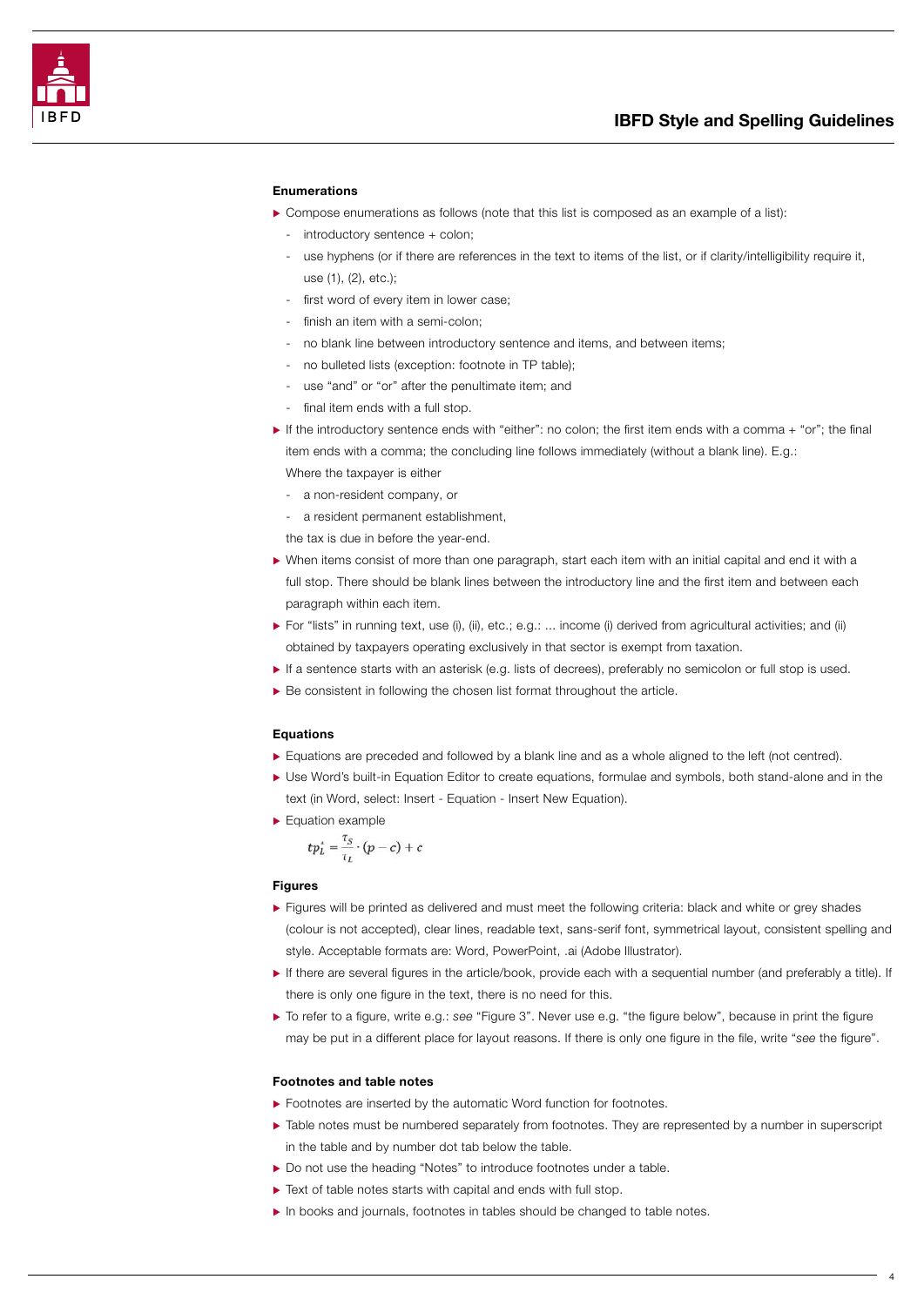### Enumerations

- Compose enumerations as follows (note that this list is composed as an example of a list):
  - introductory sentence + colon;
  - use hyphens (or if there are references in the text to items of the list, or if clarity/intelligibility require it, use (1), (2), etc.);
  - first word of every item in lower case;
  - finish an item with a semi-colon;
  - no blank line between introductory sentence and items, and between items;
  - no bulleted lists (exception: footnote in TP table);
  - use "and" or "or" after the penultimate item; and
  - final item ends with a full stop.
- If the introductory sentence ends with "either": no colon; the first item ends with a comma + "or"; the final item ends with a comma; the concluding line follows immediately (without a blank line). E.g.:
  Where the taxpayer is either
  - a non-resident company, or
  - a resident permanent establishment,

  the tax is due in before the year-end.
- When items consist of more than one paragraph, start each item with an initial capital and end it with a full stop. There should be blank lines between the introductory line and the first item and between each paragraph within each item.
- For "lists" in running text, use (i), (ii), etc.; e.g.: ... income (i) derived from agricultural activities; and (ii) obtained by taxpayers operating exclusively in that sector is exempt from taxation.
- If a sentence starts with an asterisk (e.g. lists of decrees), preferably no semicolon or full stop is used.
- Be consistent in following the chosen list format throughout the article.

### Equations

- Equations are preceded and followed by a blank line and as a whole aligned to the left (not centred).
- Use Word's built-in Equation Editor to create equations, formulae and symbols, both stand-alone and in the text (in Word, select: Insert - Equation - Insert New Equation).
- Equation example

$$tp_L^* = \frac{\tau_S}{\tau_L} \cdot (p - c) + c$$

### Figures

- Figures will be printed as delivered and must meet the following criteria: black and white or grey shades (colour is not accepted), clear lines, readable text, sans-serif font, symmetrical layout, consistent spelling and style. Acceptable formats are: Word, PowerPoint, .ai (Adobe Illustrator).
- If there are several figures in the article/book, provide each with a sequential number (and preferably a title). If there is only one figure in the text, there is no need for this.
- To refer to a figure, write e.g.: *see* "Figure 3". Never use e.g. "the figure below", because in print the figure may be put in a different place for layout reasons. If there is only one figure in the file, write "*see* the figure".

### Footnotes and table notes

- Footnotes are inserted by the automatic Word function for footnotes.
- Table notes must be numbered separately from footnotes. They are represented by a number in superscript in the table and by number dot tab below the table.
- Do not use the heading "Notes" to introduce footnotes under a table.
- Text of table notes starts with capital and ends with full stop.
- In books and journals, footnotes in tables should be changed to table notes.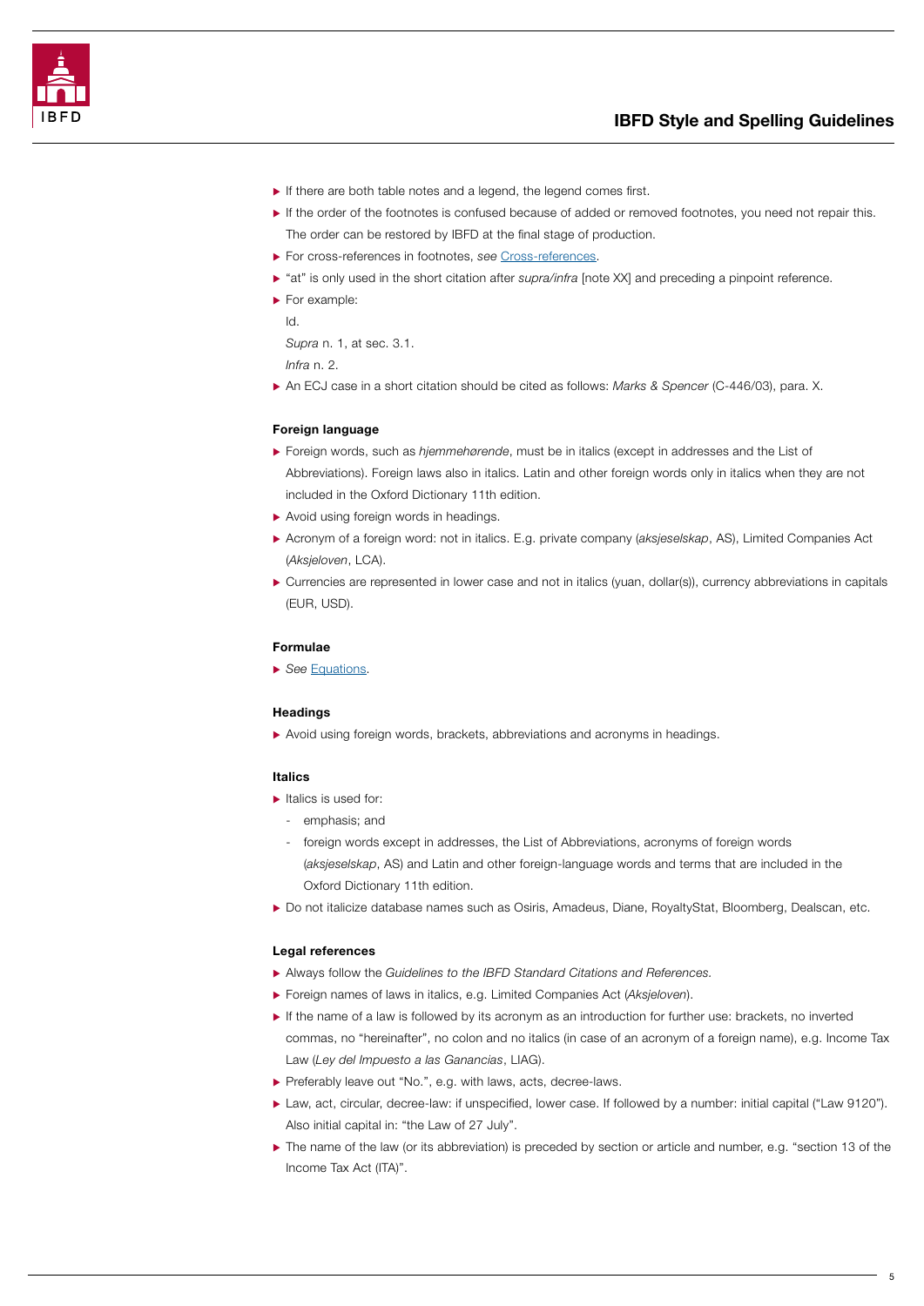- If there are both table notes and a legend, the legend comes first.
- If the order of the footnotes is confused because of added or removed footnotes, you need not repair this. The order can be restored by IBFD at the final stage of production.
- For cross-references in footnotes, *see* Cross-references.
- "at" is only used in the short citation after *supra/infra* [note XX] and preceding a pinpoint reference.
- For example:

  Id.

  *Supra* n. 1, at sec. 3.1.

  *Infra* n. 2.
- An ECJ case in a short citation should be cited as follows: *Marks & Spencer* (C-446/03), para. X.

**Foreign language**

- Foreign words, such as *hjemmehørende*, must be in italics (except in addresses and the List of Abbreviations). Foreign laws also in italics. Latin and other foreign words only in italics when they are not included in the Oxford Dictionary 11th edition.
- Avoid using foreign words in headings.
- Acronym of a foreign word: not in italics. E.g. private company (*aksjeselskap*, AS), Limited Companies Act (*Aksjeloven*, LCA).
- Currencies are represented in lower case and not in italics (yuan, dollar(s)), currency abbreviations in capitals (EUR, USD).

**Formulae**

- *See* Equations.

**Headings**

- Avoid using foreign words, brackets, abbreviations and acronyms in headings.

**Italics**

- Italics is used for:
  - emphasis; and
  - foreign words except in addresses, the List of Abbreviations, acronyms of foreign words (*aksjeselskap*, AS) and Latin and other foreign-language words and terms that are included in the Oxford Dictionary 11th edition.
- Do not italicize database names such as Osiris, Amadeus, Diane, RoyaltyStat, Bloomberg, Dealscan, etc.

**Legal references**

- Always follow the *Guidelines to the IBFD Standard Citations and References.*
- Foreign names of laws in italics, e.g. Limited Companies Act (*Aksjeloven*).
- If the name of a law is followed by its acronym as an introduction for further use: brackets, no inverted commas, no "hereinafter", no colon and no italics (in case of an acronym of a foreign name), e.g. Income Tax Law (*Ley del Impuesto a las Ganancias*, LIAG).
- Preferably leave out "No.", e.g. with laws, acts, decree-laws.
- Law, act, circular, decree-law: if unspecified, lower case. If followed by a number: initial capital ("Law 9120"). Also initial capital in: "the Law of 27 July".
- The name of the law (or its abbreviation) is preceded by section or article and number, e.g. "section 13 of the Income Tax Act (ITA)".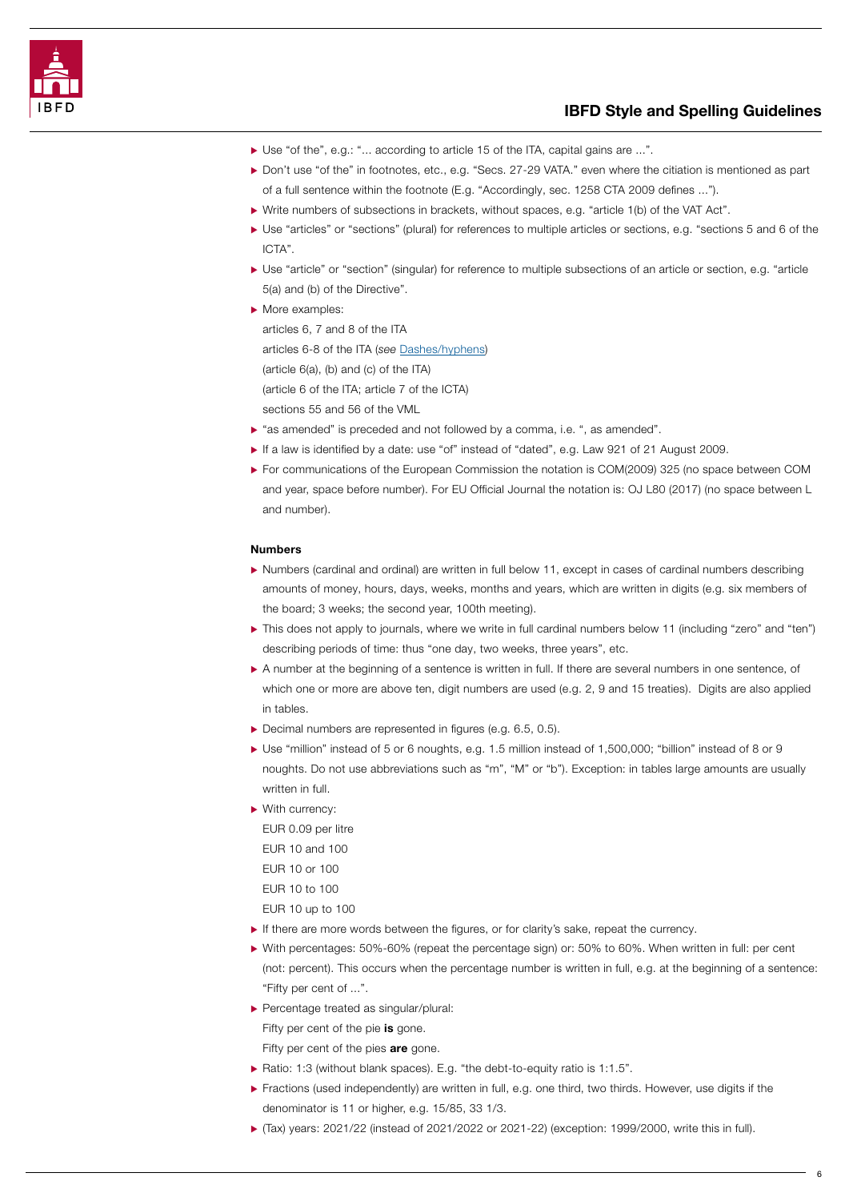- Use "of the", e.g.: "... according to article 15 of the ITA, capital gains are ...".
- Don't use "of the" in footnotes, etc., e.g. "Secs. 27-29 VATA." even where the citiation is mentioned as part of a full sentence within the footnote (E.g. "Accordingly, sec. 1258 CTA 2009 defines ...").
- Write numbers of subsections in brackets, without spaces, e.g. "article 1(b) of the VAT Act".
- Use "articles" or "sections" (plural) for references to multiple articles or sections, e.g. "sections 5 and 6 of the ICTA".
- Use "article" or "section" (singular) for reference to multiple subsections of an article or section, e.g. "article 5(a) and (b) of the Directive".
- More examples:

  articles 6, 7 and 8 of the ITA

  articles 6-8 of the ITA (*see* Dashes/hyphens)

  (article 6(a), (b) and (c) of the ITA)

  (article 6 of the ITA; article 7 of the ICTA)

  sections 55 and 56 of the VML
- "as amended" is preceded and not followed by a comma, i.e. ", as amended".
- If a law is identified by a date: use "of" instead of "dated", e.g. Law 921 of 21 August 2009.
- For communications of the European Commission the notation is COM(2009) 325 (no space between COM and year, space before number). For EU Official Journal the notation is: OJ L80 (2017) (no space between L and number).

**Numbers**

- Numbers (cardinal and ordinal) are written in full below 11, except in cases of cardinal numbers describing amounts of money, hours, days, weeks, months and years, which are written in digits (e.g. six members of the board; 3 weeks; the second year, 100th meeting).
- This does not apply to journals, where we write in full cardinal numbers below 11 (including "zero" and "ten") describing periods of time: thus "one day, two weeks, three years", etc.
- A number at the beginning of a sentence is written in full. If there are several numbers in one sentence, of which one or more are above ten, digit numbers are used (e.g. 2, 9 and 15 treaties). Digits are also applied in tables.
- Decimal numbers are represented in figures (e.g. 6.5, 0.5).
- Use "million" instead of 5 or 6 noughts, e.g. 1.5 million instead of 1,500,000; "billion" instead of 8 or 9 noughts. Do not use abbreviations such as "m", "M" or "b"). Exception: in tables large amounts are usually written in full.
- With currency:

  EUR 0.09 per litre

  EUR 10 and 100

  EUR 10 or 100

  EUR 10 to 100

  EUR 10 up to 100
- If there are more words between the figures, or for clarity's sake, repeat the currency.
- With percentages: 50%-60% (repeat the percentage sign) or: 50% to 60%. When written in full: per cent (not: percent). This occurs when the percentage number is written in full, e.g. at the beginning of a sentence: "Fifty per cent of ...".
- Percentage treated as singular/plural:

  Fifty per cent of the pie **is** gone.

  Fifty per cent of the pies **are** gone.
- Ratio: 1:3 (without blank spaces). E.g. "the debt-to-equity ratio is 1:1.5".
- Fractions (used independently) are written in full, e.g. one third, two thirds. However, use digits if the denominator is 11 or higher, e.g. 15/85, 33 1/3.
- (Tax) years: 2021/22 (instead of 2021/2022 or 2021-22) (exception: 1999/2000, write this in full).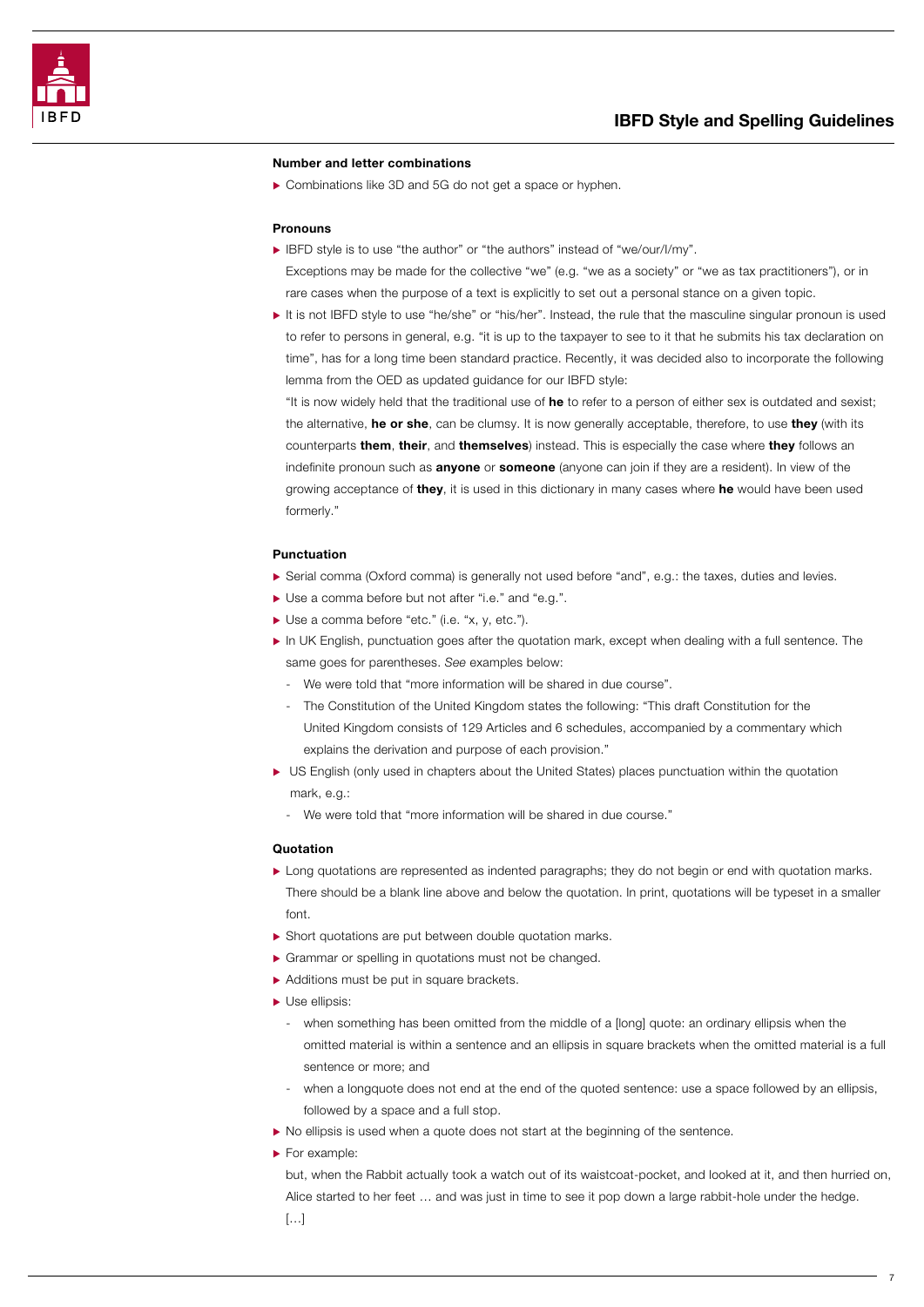#### Number and letter combinations

- Combinations like 3D and 5G do not get a space or hyphen.

#### Pronouns

- IBFD style is to use "the author" or "the authors" instead of "we/our/I/my".
  Exceptions may be made for the collective "we" (e.g. "we as a society" or "we as tax practitioners"), or in rare cases when the purpose of a text is explicitly to set out a personal stance on a given topic.
- It is not IBFD style to use "he/she" or "his/her". Instead, the rule that the masculine singular pronoun is used to refer to persons in general, e.g. "it is up to the taxpayer to see to it that he submits his tax declaration on time", has for a long time been standard practice. Recently, it was decided also to incorporate the following lemma from the OED as updated guidance for our IBFD style:
  "It is now widely held that the traditional use of **he** to refer to a person of either sex is outdated and sexist; the alternative, **he or she**, can be clumsy. It is now generally acceptable, therefore, to use **they** (with its counterparts **them**, **their**, and **themselves**) instead. This is especially the case where **they** follows an indefinite pronoun such as **anyone** or **someone** (anyone can join if they are a resident). In view of the growing acceptance of **they**, it is used in this dictionary in many cases where **he** would have been used formerly."

#### Punctuation

- Serial comma (Oxford comma) is generally not used before "and", e.g.: the taxes, duties and levies.
- Use a comma before but not after "i.e." and "e.g.".
- Use a comma before "etc." (i.e. "x, y, etc.").
- In UK English, punctuation goes after the quotation mark, except when dealing with a full sentence. The same goes for parentheses. *See* examples below:
  - We were told that "more information will be shared in due course".
  - The Constitution of the United Kingdom states the following: "This draft Constitution for the United Kingdom consists of 129 Articles and 6 schedules, accompanied by a commentary which explains the derivation and purpose of each provision."
- US English (only used in chapters about the United States) places punctuation within the quotation mark, e.g.:
  - We were told that "more information will be shared in due course."

#### Quotation

- Long quotations are represented as indented paragraphs; they do not begin or end with quotation marks. There should be a blank line above and below the quotation. In print, quotations will be typeset in a smaller font.
- Short quotations are put between double quotation marks.
- Grammar or spelling in quotations must not be changed.
- Additions must be put in square brackets.
- Use ellipsis:
  - when something has been omitted from the middle of a [long] quote: an ordinary ellipsis when the omitted material is within a sentence and an ellipsis in square brackets when the omitted material is a full sentence or more; and
  - when a longquote does not end at the end of the quoted sentence: use a space followed by an ellipsis, followed by a space and a full stop.
- No ellipsis is used when a quote does not start at the beginning of the sentence.
- For example:

  but, when the Rabbit actually took a watch out of its waistcoat-pocket, and looked at it, and then hurried on, Alice started to her feet … and was just in time to see it pop down a large rabbit-hole under the hedge.

  […]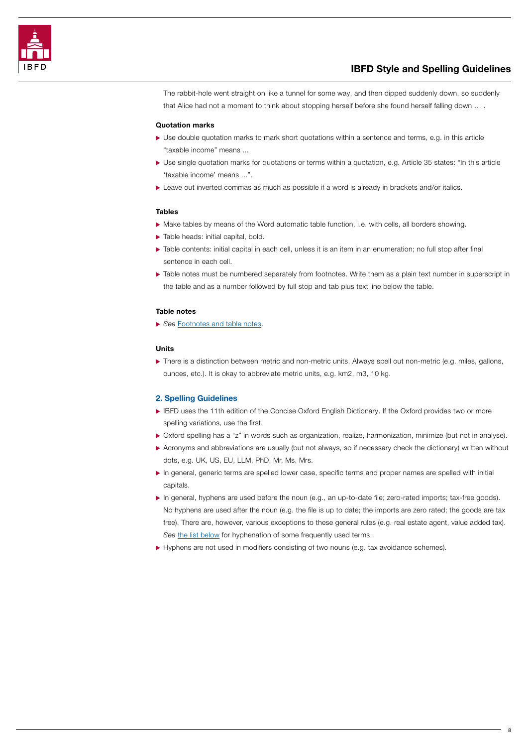The rabbit-hole went straight on like a tunnel for some way, and then dipped suddenly down, so suddenly that Alice had not a moment to think about stopping herself before she found herself falling down … .

**Quotation marks**

- Use double quotation marks to mark short quotations within a sentence and terms, e.g. in this article "taxable income" means ...
- Use single quotation marks for quotations or terms within a quotation, e.g. Article 35 states: "In this article 'taxable income' means ...".
- Leave out inverted commas as much as possible if a word is already in brackets and/or italics.

**Tables**

- Make tables by means of the Word automatic table function, i.e. with cells, all borders showing.
- Table heads: initial capital, bold.
- Table contents: initial capital in each cell, unless it is an item in an enumeration; no full stop after final sentence in each cell.
- Table notes must be numbered separately from footnotes. Write them as a plain text number in superscript in the table and as a number followed by full stop and tab plus text line below the table.

**Table notes**

- *See* Footnotes and table notes.

**Units**

- There is a distinction between metric and non-metric units. Always spell out non-metric (e.g. miles, gallons, ounces, etc.). It is okay to abbreviate metric units, e.g. km2, m3, 10 kg.

## 2. Spelling Guidelines

- IBFD uses the 11th edition of the Concise Oxford English Dictionary. If the Oxford provides two or more spelling variations, use the first.
- Oxford spelling has a "z" in words such as organization, realize, harmonization, minimize (but not in analyse).
- Acronyms and abbreviations are usually (but not always, so if necessary check the dictionary) written without dots, e.g. UK, US, EU, LLM, PhD, Mr, Ms, Mrs.
- In general, generic terms are spelled lower case, specific terms and proper names are spelled with initial capitals.
- In general, hyphens are used before the noun (e.g., an up-to-date file; zero-rated imports; tax-free goods). No hyphens are used after the noun (e.g. the file is up to date; the imports are zero rated; the goods are tax free). There are, however, various exceptions to these general rules (e.g. real estate agent, value added tax). *See* the list below for hyphenation of some frequently used terms.
- Hyphens are not used in modifiers consisting of two nouns (e.g. tax avoidance schemes).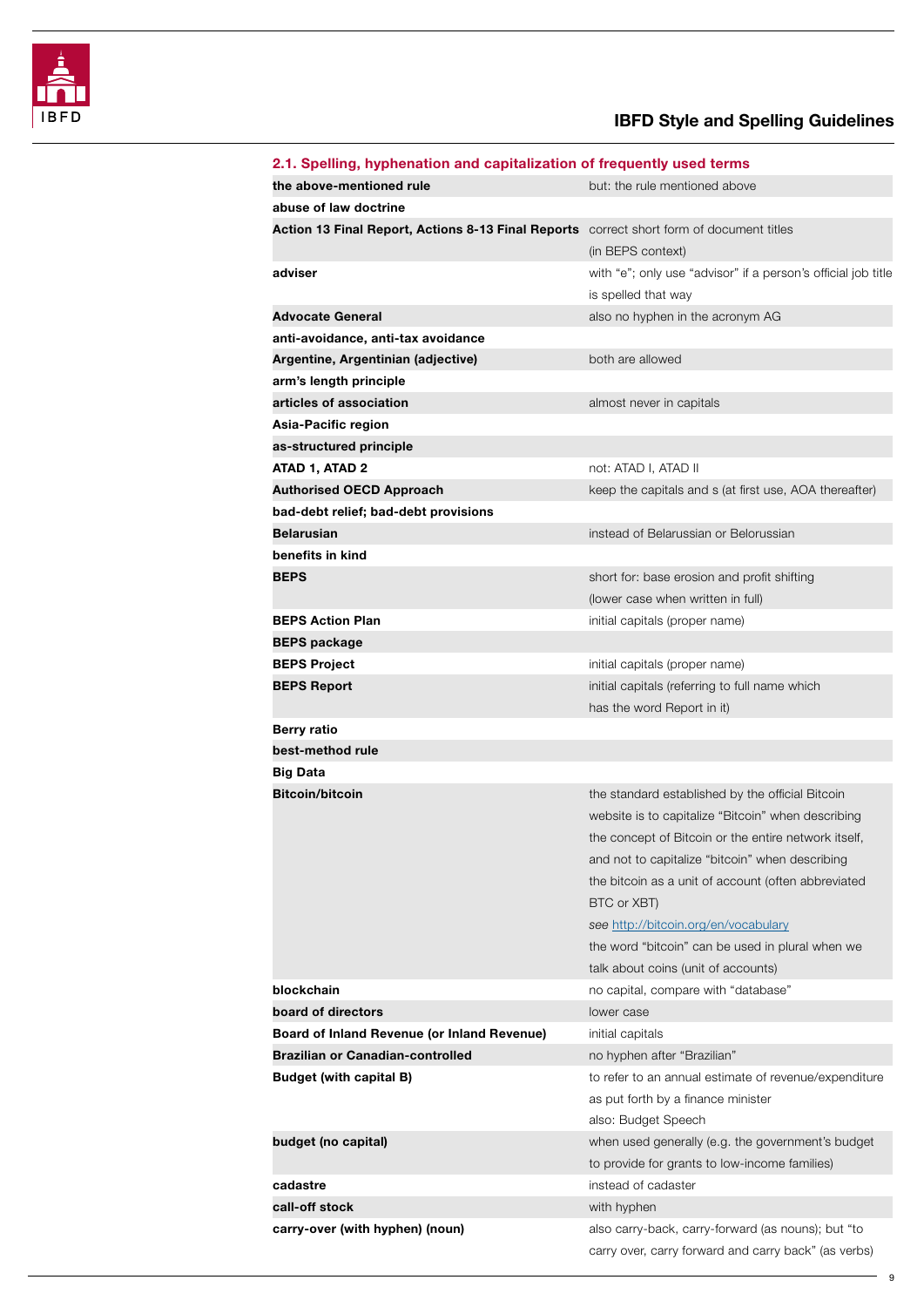### 2.1. Spelling, hyphenation and capitalization of frequently used terms

| | |
|---|---|
| **the above-mentioned rule** | but: the rule mentioned above |
| **abuse of law doctrine** | |
| **Action 13 Final Report, Actions 8-13 Final Reports** | correct short form of document titles (in BEPS context) |
| **adviser** | with "e"; only use "advisor" if a person's official job title is spelled that way |
| **Advocate General** | also no hyphen in the acronym AG |
| **anti-avoidance, anti-tax avoidance** | |
| **Argentine, Argentinian (adjective)** | both are allowed |
| **arm's length principle** | |
| **articles of association** | almost never in capitals |
| **Asia-Pacific region** | |
| **as-structured principle** | |
| **ATAD 1, ATAD 2** | not: ATAD I, ATAD II |
| **Authorised OECD Approach** | keep the capitals and s (at first use, AOA thereafter) |
| **bad-debt relief; bad-debt provisions** | |
| **Belarusian** | instead of Belarussian or Belorussian |
| **benefits in kind** | |
| **BEPS** | short for: base erosion and profit shifting (lower case when written in full) |
| **BEPS Action Plan** | initial capitals (proper name) |
| **BEPS package** | |
| **BEPS Project** | initial capitals (proper name) |
| **BEPS Report** | initial capitals (referring to full name which has the word Report in it) |
| **Berry ratio** | |
| **best-method rule** | |
| **Big Data** | |
| **Bitcoin/bitcoin** | the standard established by the official Bitcoin website is to capitalize "Bitcoin" when describing the concept of Bitcoin or the entire network itself, and not to capitalize "bitcoin" when describing the bitcoin as a unit of account (often abbreviated BTC or XBT)<br>*see* [http://bitcoin.org/en/vocabulary](http://bitcoin.org/en/vocabulary)<br>the word "bitcoin" can be used in plural when we talk about coins (unit of accounts) |
| **blockchain** | no capital, compare with "database" |
| **board of directors** | lower case |
| **Board of Inland Revenue (or Inland Revenue)** | initial capitals |
| **Brazilian or Canadian-controlled** | no hyphen after "Brazilian" |
| **Budget (with capital B)** | to refer to an annual estimate of revenue/expenditure as put forth by a finance minister<br>also: Budget Speech |
| **budget (no capital)** | when used generally (e.g. the government's budget to provide for grants to low-income families) |
| **cadastre** | instead of cadaster |
| **call-off stock** | with hyphen |
| **carry-over (with hyphen) (noun)** | also carry-back, carry-forward (as nouns); but "to carry over, carry forward and carry back" (as verbs) |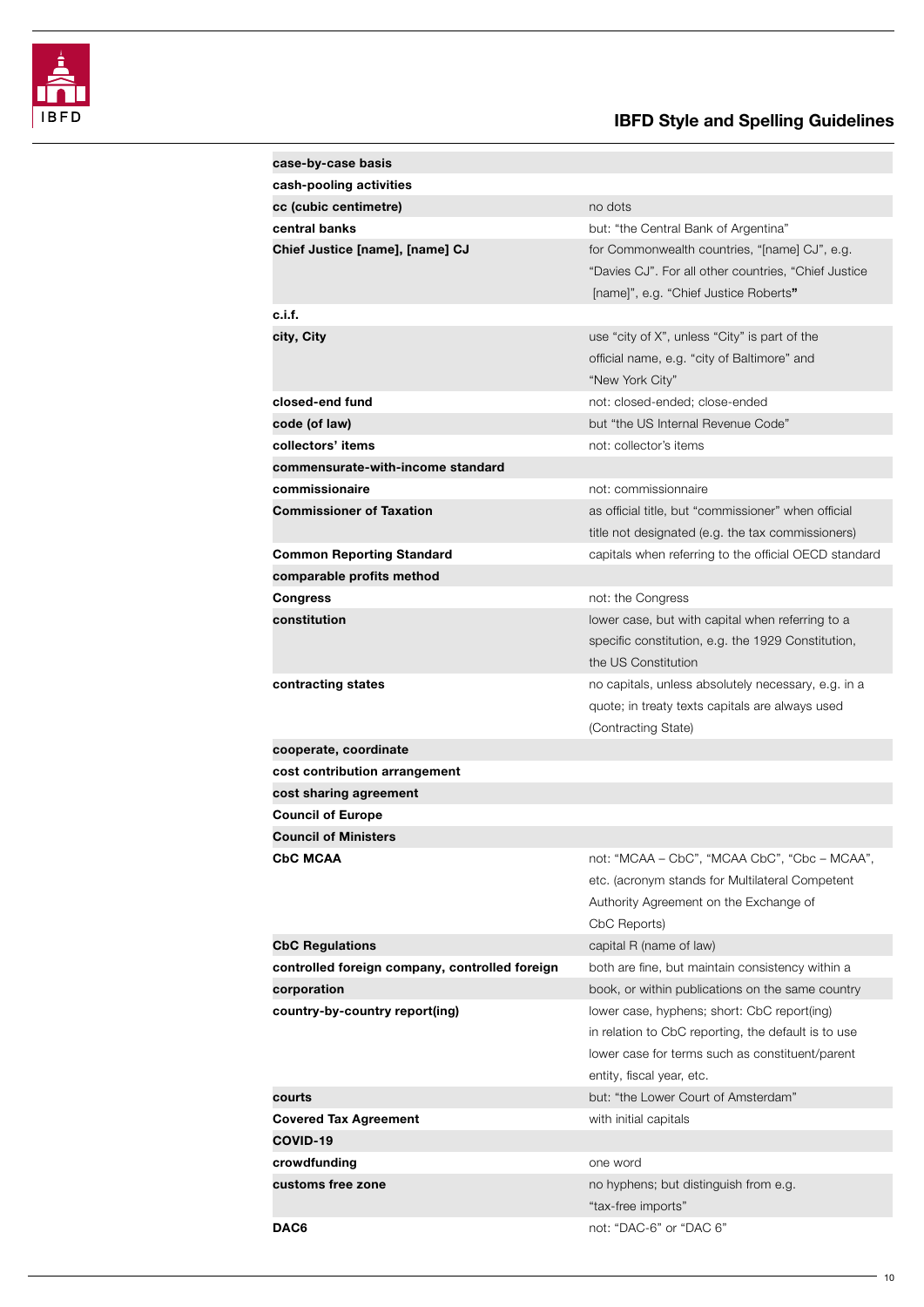| | |
|---|---|
| **case-by-case basis** | |
| **cash-pooling activities** | |
| **cc (cubic centimetre)** | no dots |
| **central banks** | but: "the Central Bank of Argentina" |
| **Chief Justice [name], [name] CJ** | for Commonwealth countries, "[name] CJ", e.g. "Davies CJ". For all other countries, "Chief Justice [name]", e.g. "Chief Justice Roberts" |
| **c.i.f.** | |
| **city, City** | use "city of X", unless "City" is part of the official name, e.g. "city of Baltimore" and "New York City" |
| **closed-end fund** | not: closed-ended; close-ended |
| **code (of law)** | but "the US Internal Revenue Code" |
| **collectors' items** | not: collector's items |
| **commensurate-with-income standard** | |
| **commissionaire** | not: commissionnaire |
| **Commissioner of Taxation** | as official title, but "commissioner" when official title not designated (e.g. the tax commissioners) |
| **Common Reporting Standard** | capitals when referring to the official OECD standard |
| **comparable profits method** | |
| **Congress** | not: the Congress |
| **constitution** | lower case, but with capital when referring to a specific constitution, e.g. the 1929 Constitution, the US Constitution |
| **contracting states** | no capitals, unless absolutely necessary, e.g. in a quote; in treaty texts capitals are always used (Contracting State) |
| **cooperate, coordinate** | |
| **cost contribution arrangement** | |
| **cost sharing agreement** | |
| **Council of Europe** | |
| **Council of Ministers** | |
| **CbC MCAA** | not: "MCAA – CbC", "MCAA CbC", "Cbc – MCAA", etc. (acronym stands for Multilateral Competent Authority Agreement on the Exchange of CbC Reports) |
| **CbC Regulations** | capital R (name of law) |
| **controlled foreign company, controlled foreign corporation** | both are fine, but maintain consistency within a book, or within publications on the same country |
| **country-by-country report(ing)** | lower case, hyphens; short: CbC report(ing) in relation to CbC reporting, the default is to use lower case for terms such as constituent/parent entity, fiscal year, etc. |
| **courts** | but: "the Lower Court of Amsterdam" |
| **Covered Tax Agreement** | with initial capitals |
| **COVID-19** | |
| **crowdfunding** | one word |
| **customs free zone** | no hyphens; but distinguish from e.g. "tax-free imports" |
| **DAC6** | not: "DAC-6" or "DAC 6" |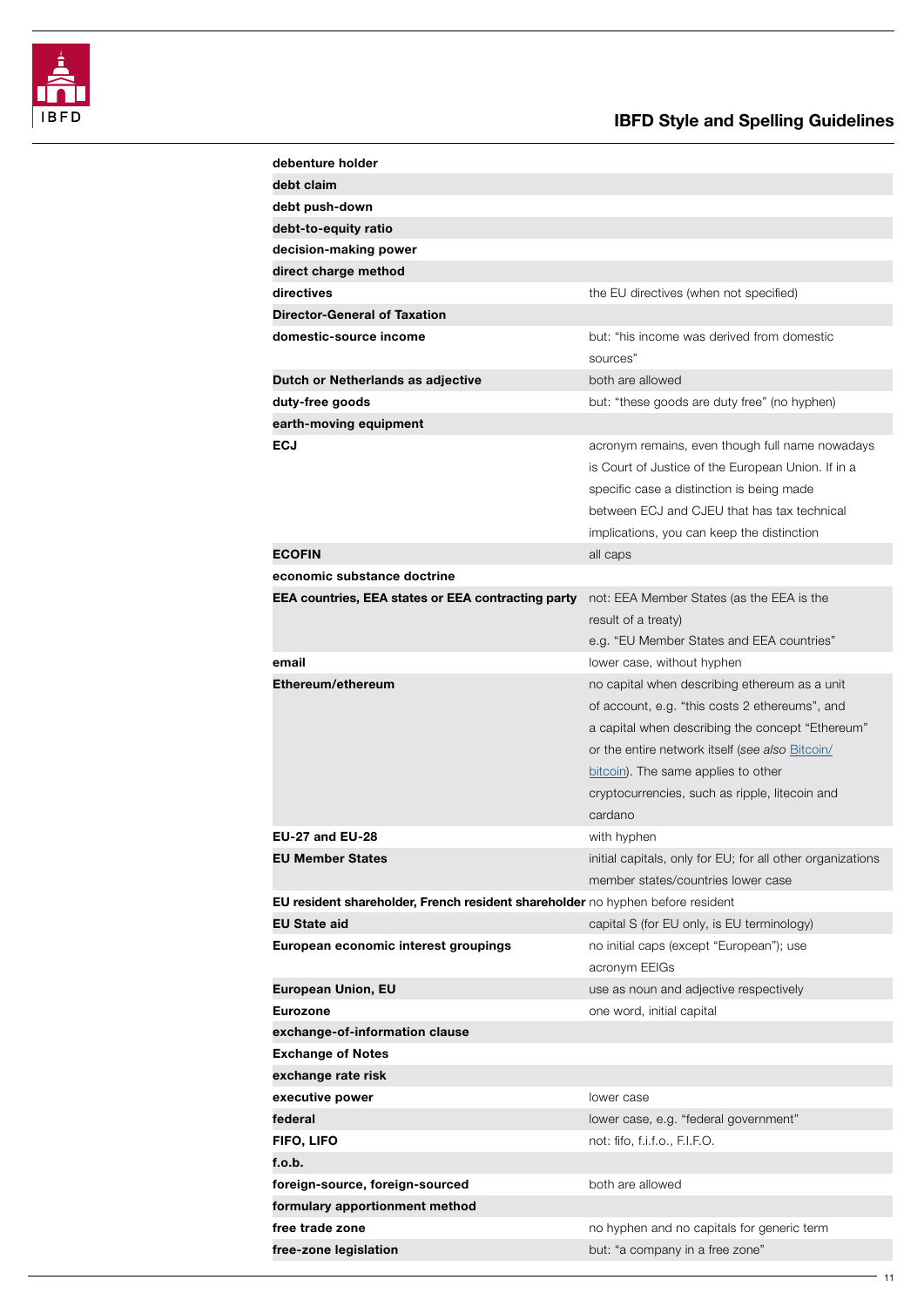| | |
|---|---|
| **debenture holder** | |
| **debt claim** | |
| **debt push-down** | |
| **debt-to-equity ratio** | |
| **decision-making power** | |
| **direct charge method** | |
| **directives** | the EU directives (when not specified) |
| **Director-General of Taxation** | |
| **domestic-source income** | but: "his income was derived from domestic sources" |
| **Dutch or Netherlands as adjective** | both are allowed |
| **duty-free goods** | but: "these goods are duty free" (no hyphen) |
| **earth-moving equipment** | |
| **ECJ** | acronym remains, even though full name nowadays is Court of Justice of the European Union. If in a specific case a distinction is being made between ECJ and CJEU that has tax technical implications, you can keep the distinction |
| **ECOFIN** | all caps |
| **economic substance doctrine** | |
| **EEA countries, EEA states or EEA contracting party** | not: EEA Member States (as the EEA is the result of a treaty) e.g. "EU Member States and EEA countries" |
| **email** | lower case, without hyphen |
| **Ethereum/ethereum** | no capital when describing ethereum as a unit of account, e.g. "this costs 2 ethereums", and a capital when describing the concept "Ethereum" or the entire network itself (*see also* Bitcoin/bitcoin). The same applies to other cryptocurrencies, such as ripple, litecoin and cardano |
| **EU-27 and EU-28** | with hyphen |
| **EU Member States** | initial capitals, only for EU; for all other organizations member states/countries lower case |
| **EU resident shareholder, French resident shareholder** | no hyphen before resident |
| **EU State aid** | capital S (for EU only, is EU terminology) |
| **European economic interest groupings** | no initial caps (except "European"); use acronym EEIGs |
| **European Union, EU** | use as noun and adjective respectively |
| **Eurozone** | one word, initial capital |
| **exchange-of-information clause** | |
| **Exchange of Notes** | |
| **exchange rate risk** | |
| **executive power** | lower case |
| **federal** | lower case, e.g. "federal government" |
| **FIFO, LIFO** | not: fifo, f.i.f.o., F.I.F.O. |
| **f.o.b.** | |
| **foreign-source, foreign-sourced** | both are allowed |
| **formulary apportionment method** | |
| **free trade zone** | no hyphen and no capitals for generic term |
| **free-zone legislation** | but: "a company in a free zone" |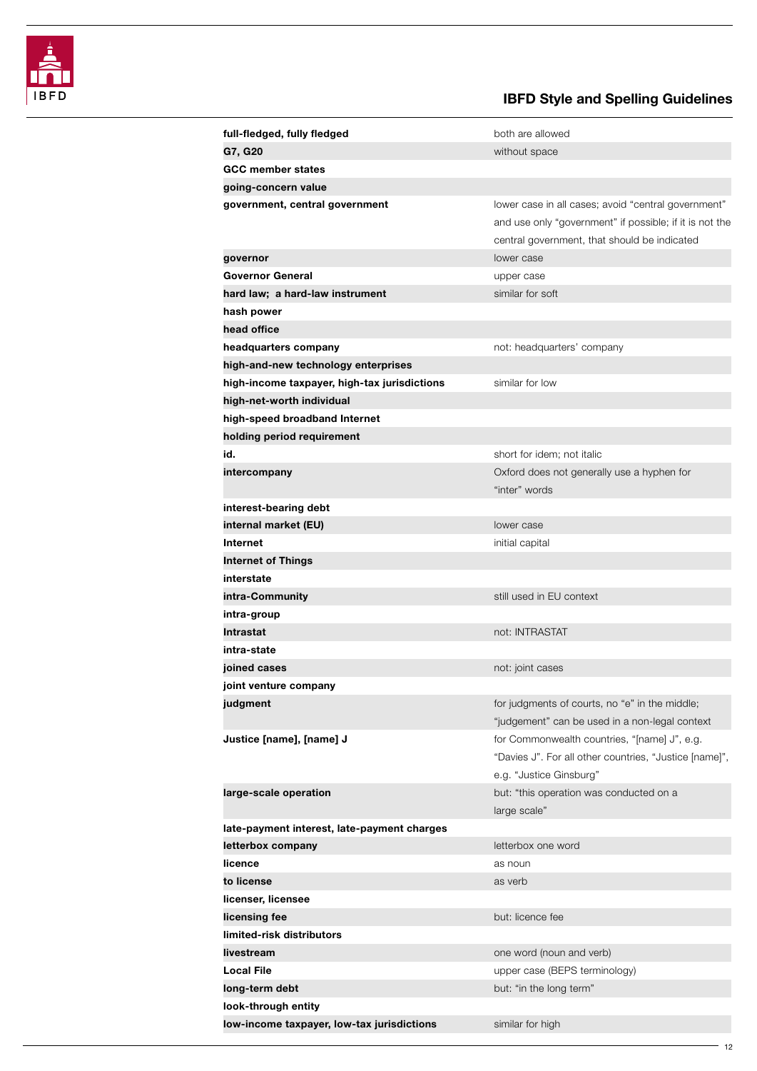| | |
|---|---|
| **full-fledged, fully fledged** | both are allowed |
| **G7, G20** | without space |
| **GCC member states** | |
| **going-concern value** | |
| **government, central government** | lower case in all cases; avoid "central government" and use only "government" if possible; if it is not the central government, that should be indicated |
| **governor** | lower case |
| **Governor General** | upper case |
| **hard law; a hard-law instrument** | similar for soft |
| **hash power** | |
| **head office** | |
| **headquarters company** | not: headquarters' company |
| **high-and-new technology enterprises** | |
| **high-income taxpayer, high-tax jurisdictions** | similar for low |
| **high-net-worth individual** | |
| **high-speed broadband Internet** | |
| **holding period requirement** | |
| **id.** | short for idem; not italic |
| **intercompany** | Oxford does not generally use a hyphen for "inter" words |
| **interest-bearing debt** | |
| **internal market (EU)** | lower case |
| **Internet** | initial capital |
| **Internet of Things** | |
| **interstate** | |
| **intra-Community** | still used in EU context |
| **intra-group** | |
| **Intrastat** | not: INTRASTAT |
| **intra-state** | |
| **joined cases** | not: joint cases |
| **joint venture company** | |
| **judgment** | for judgments of courts, no "e" in the middle; "judgement" can be used in a non-legal context |
| **Justice [name], [name] J** | for Commonwealth countries, "[name] J", e.g. "Davies J". For all other countries, "Justice [name]", e.g. "Justice Ginsburg" |
| **large-scale operation** | but: "this operation was conducted on a large scale" |
| **late-payment interest, late-payment charges** | |
| **letterbox company** | letterbox one word |
| **licence** | as noun |
| **to license** | as verb |
| **licenser, licensee** | |
| **licensing fee** | but: licence fee |
| **limited-risk distributors** | |
| **livestream** | one word (noun and verb) |
| **Local File** | upper case (BEPS terminology) |
| **long-term debt** | but: "in the long term" |
| **look-through entity** | |
| **low-income taxpayer, low-tax jurisdictions** | similar for high |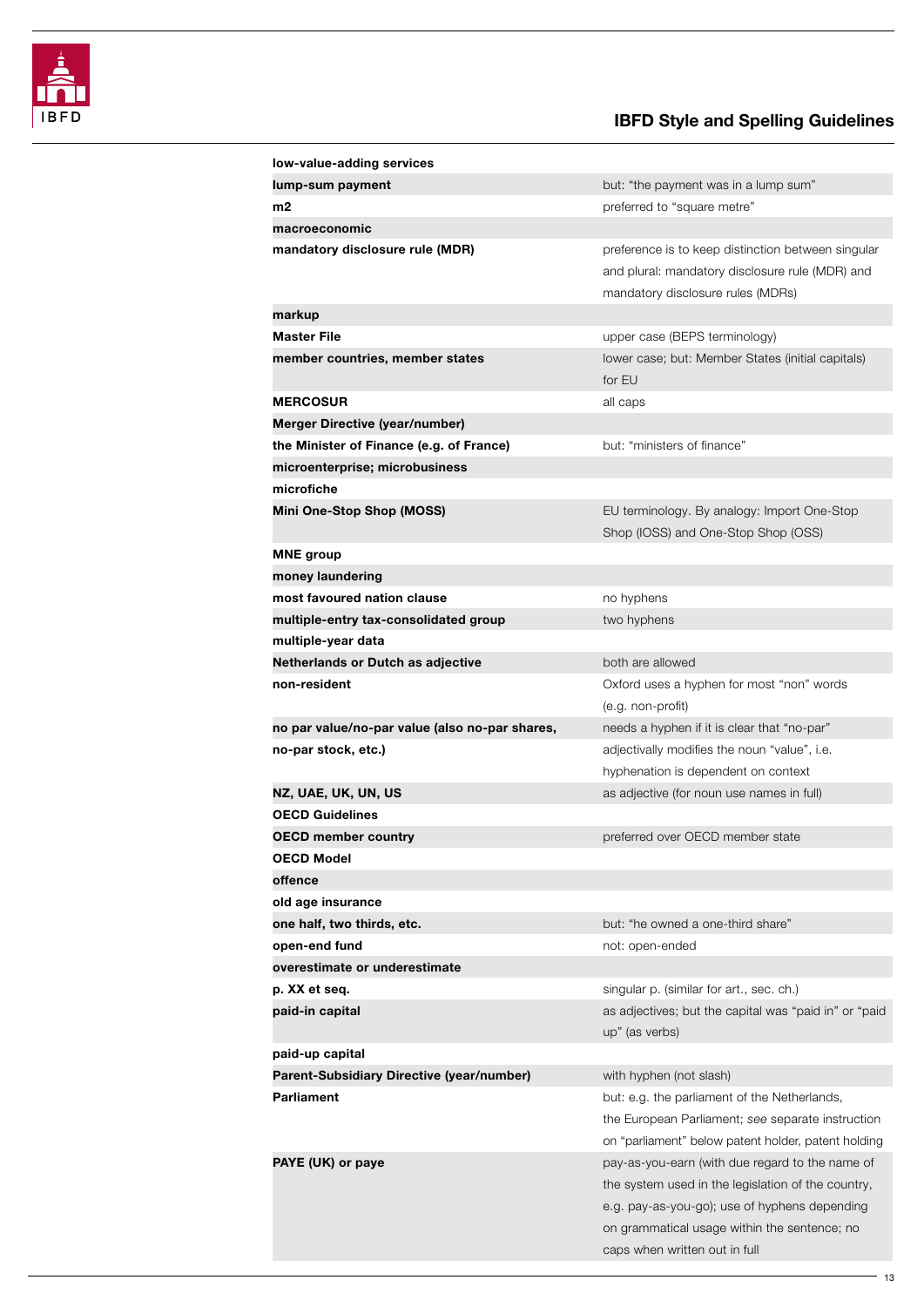| | |
|---|---|
| **low-value-adding services** | |
| **lump-sum payment** | but: "the payment was in a lump sum" |
| **m2** | preferred to "square metre" |
| **macroeconomic** | |
| **mandatory disclosure rule (MDR)** | preference is to keep distinction between singular and plural: mandatory disclosure rule (MDR) and mandatory disclosure rules (MDRs) |
| **markup** | |
| **Master File** | upper case (BEPS terminology) |
| **member countries, member states** | lower case; but: Member States (initial capitals) for EU |
| **MERCOSUR** | all caps |
| **Merger Directive (year/number)** | |
| **the Minister of Finance (e.g. of France)** | but: "ministers of finance" |
| **microenterprise; microbusiness** | |
| **microfiche** | |
| **Mini One-Stop Shop (MOSS)** | EU terminology. By analogy: Import One-Stop Shop (IOSS) and One-Stop Shop (OSS) |
| **MNE group** | |
| **money laundering** | |
| **most favoured nation clause** | no hyphens |
| **multiple-entry tax-consolidated group** | two hyphens |
| **multiple-year data** | |
| **Netherlands or Dutch as adjective** | both are allowed |
| **non-resident** | Oxford uses a hyphen for most "non" words (e.g. non-profit) |
| **no par value/no-par value (also no-par shares, no-par stock, etc.)** | needs a hyphen if it is clear that "no-par" adjectivally modifies the noun "value", i.e. hyphenation is dependent on context |
| **NZ, UAE, UK, UN, US** | as adjective (for noun use names in full) |
| **OECD Guidelines** | |
| **OECD member country** | preferred over OECD member state |
| **OECD Model** | |
| **offence** | |
| **old age insurance** | |
| **one half, two thirds, etc.** | but: "he owned a one-third share" |
| **open-end fund** | not: open-ended |
| **overestimate or underestimate** | |
| **p. XX et seq.** | singular p. (similar for art., sec. ch.) |
| **paid-in capital** | as adjectives; but the capital was "paid in" or "paid up" (as verbs) |
| **paid-up capital** | |
| **Parent-Subsidiary Directive (year/number)** | with hyphen (not slash) |
| **Parliament** | but: e.g. the parliament of the Netherlands, the European Parliament; *see* separate instruction on "parliament" below patent holder, patent holding |
| **PAYE (UK) or paye** | pay-as-you-earn (with due regard to the name of the system used in the legislation of the country, e.g. pay-as-you-go); use of hyphens depending on grammatical usage within the sentence; no caps when written out in full |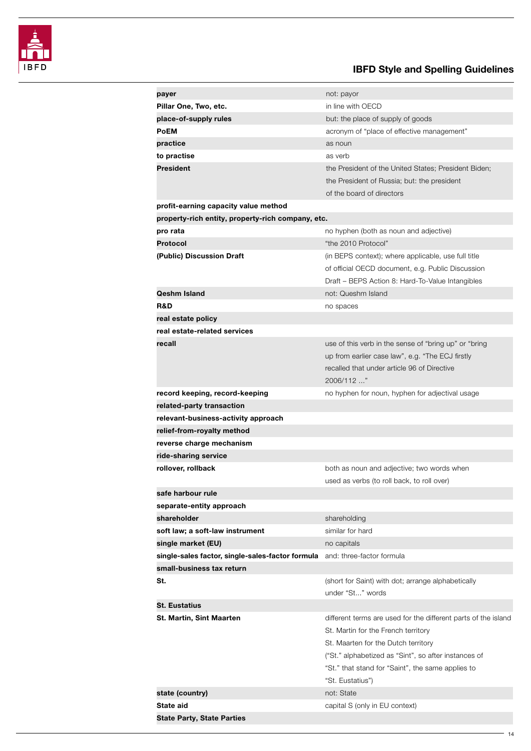| | |
|---|---|
| **payer** | not: payor |
| **Pillar One, Two, etc.** | in line with OECD |
| **place-of-supply rules** | but: the place of supply of goods |
| **PoEM** | acronym of "place of effective management" |
| **practice** | as noun |
| **to practise** | as verb |
| **President** | the President of the United States; President Biden; the President of Russia; but: the president of the board of directors |
| **profit-earning capacity value method** | |
| **property-rich entity, property-rich company, etc.** | |
| **pro rata** | no hyphen (both as noun and adjective) |
| **Protocol** | "the 2010 Protocol" |
| **(Public) Discussion Draft** | (in BEPS context); where applicable, use full title of official OECD document, e.g. Public Discussion Draft – BEPS Action 8: Hard-To-Value Intangibles |
| **Qeshm Island** | not: Queshm Island |
| **R&D** | no spaces |
| **real estate policy** | |
| **real estate-related services** | |
| **recall** | use of this verb in the sense of "bring up" or "bring up from earlier case law", e.g. "The ECJ firstly recalled that under article 96 of Directive 2006/112 ..." |
| **record keeping, record-keeping** | no hyphen for noun, hyphen for adjectival usage |
| **related-party transaction** | |
| **relevant-business-activity approach** | |
| **relief-from-royalty method** | |
| **reverse charge mechanism** | |
| **ride-sharing service** | |
| **rollover, rollback** | both as noun and adjective; two words when used as verbs (to roll back, to roll over) |
| **safe harbour rule** | |
| **separate-entity approach** | |
| **shareholder** | shareholding |
| **soft law; a soft-law instrument** | similar for hard |
| **single market (EU)** | no capitals |
| **single-sales factor, single-sales-factor formula** | and: three-factor formula |
| **small-business tax return** | |
| **St.** | (short for Saint) with dot; arrange alphabetically under "St..." words |
| **St. Eustatius** | |
| **St. Martin, Sint Maarten** | different terms are used for the different parts of the island St. Martin for the French territory St. Maarten for the Dutch territory ("St." alphabetized as "Sint", so after instances of "St." that stand for "Saint", the same applies to "St. Eustatius") |
| **state (country)** | not: State |
| **State aid** | capital S (only in EU context) |
| **State Party, State Parties** | |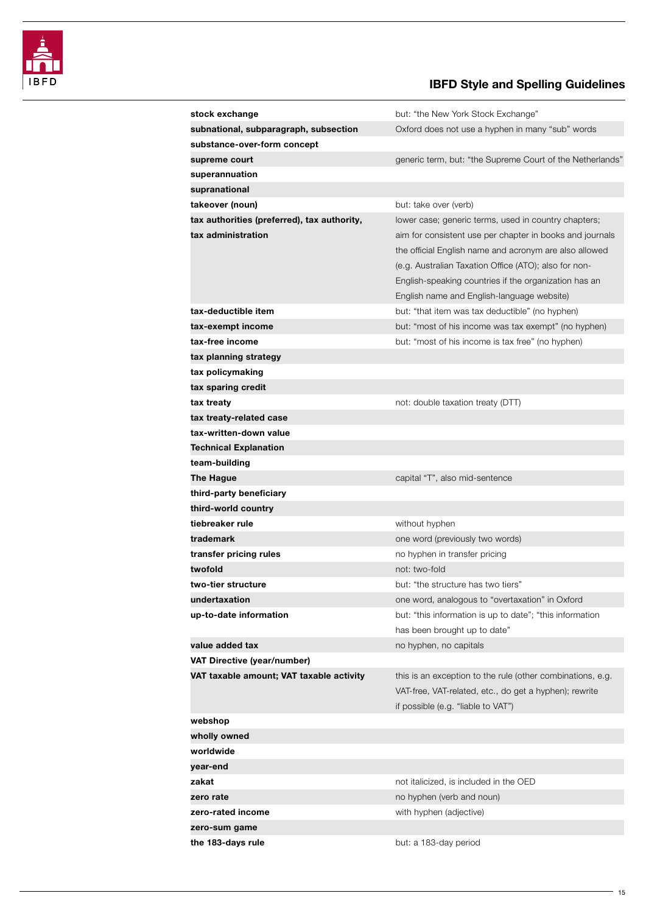| | |
|---|---|
| **stock exchange** | but: "the New York Stock Exchange" |
| **subnational, subparagraph, subsection** | Oxford does not use a hyphen in many "sub" words |
| **substance-over-form concept** | |
| **supreme court** | generic term, but: "the Supreme Court of the Netherlands" |
| **superannuation** | |
| **supranational** | |
| **takeover (noun)** | but: take over (verb) |
| **tax authorities (preferred), tax authority, tax administration** | lower case; generic terms, used in country chapters; aim for consistent use per chapter in books and journals the official English name and acronym are also allowed (e.g. Australian Taxation Office (ATO); also for non-English-speaking countries if the organization has an English name and English-language website) |
| **tax-deductible item** | but: "that item was tax deductible" (no hyphen) |
| **tax-exempt income** | but: "most of his income was tax exempt" (no hyphen) |
| **tax-free income** | but: "most of his income is tax free" (no hyphen) |
| **tax planning strategy** | |
| **tax policymaking** | |
| **tax sparing credit** | |
| **tax treaty** | not: double taxation treaty (DTT) |
| **tax treaty-related case** | |
| **tax-written-down value** | |
| **Technical Explanation** | |
| **team-building** | |
| **The Hague** | capital "T", also mid-sentence |
| **third-party beneficiary** | |
| **third-world country** | |
| **tiebreaker rule** | without hyphen |
| **trademark** | one word (previously two words) |
| **transfer pricing rules** | no hyphen in transfer pricing |
| **twofold** | not: two-fold |
| **two-tier structure** | but: "the structure has two tiers" |
| **undertaxation** | one word, analogous to "overtaxation" in Oxford |
| **up-to-date information** | but: "this information is up to date"; "this information has been brought up to date" |
| **value added tax** | no hyphen, no capitals |
| **VAT Directive (year/number)** | |
| **VAT taxable amount; VAT taxable activity** | this is an exception to the rule (other combinations, e.g. VAT-free, VAT-related, etc., do get a hyphen); rewrite if possible (e.g. "liable to VAT") |
| **webshop** | |
| **wholly owned** | |
| **worldwide** | |
| **year-end** | |
| **zakat** | not italicized, is included in the OED |
| **zero rate** | no hyphen (verb and noun) |
| **zero-rated income** | with hyphen (adjective) |
| **zero-sum game** | |
| **the 183-days rule** | but: a 183-day period |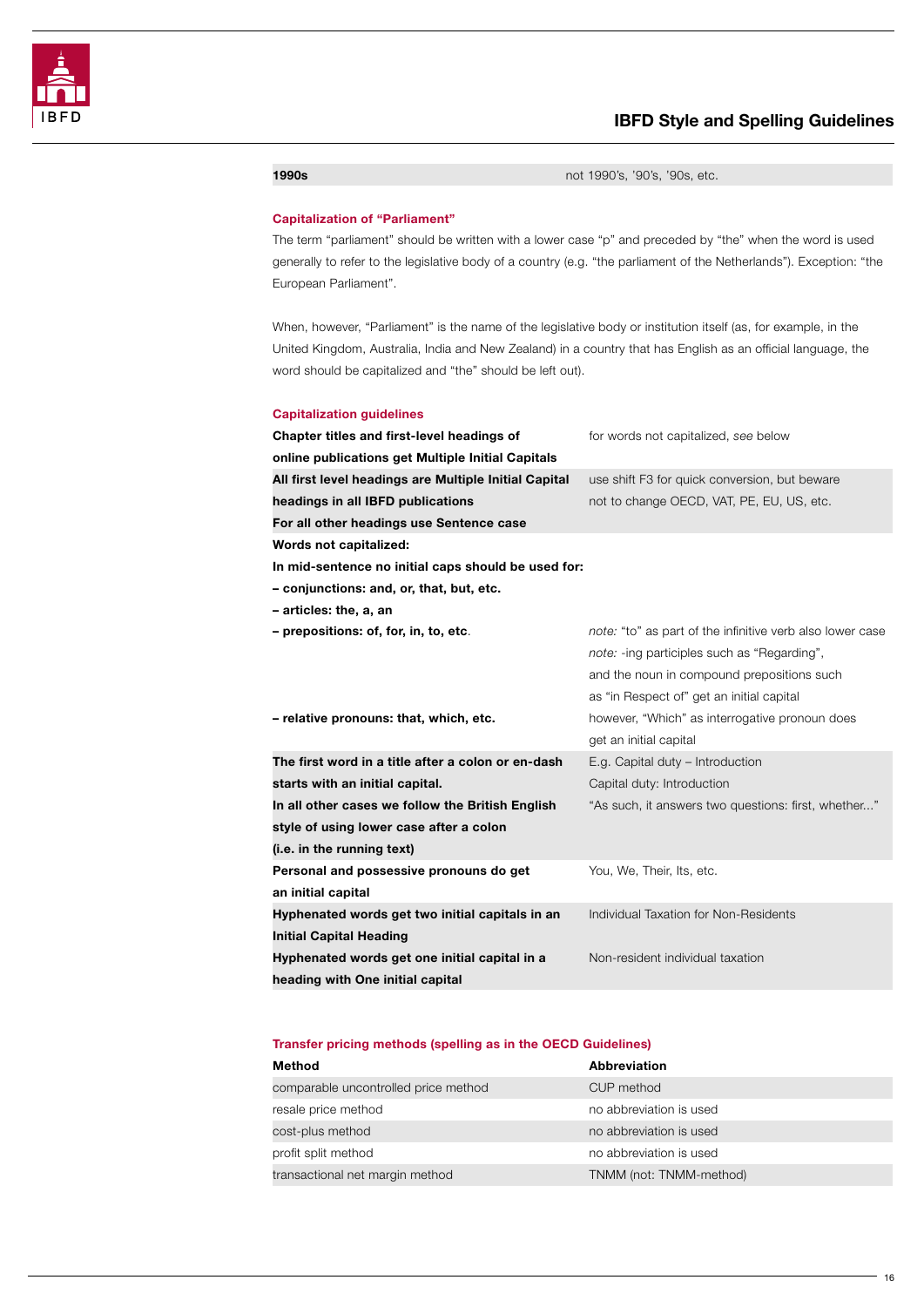| | |
|---|---|
| **1990s** | not 1990's, '90's, '90s, etc. |

## Capitalization of "Parliament"

The term "parliament" should be written with a lower case "p" and preceded by "the" when the word is used generally to refer to the legislative body of a country (e.g. "the parliament of the Netherlands"). Exception: "the European Parliament".

When, however, "Parliament" is the name of the legislative body or institution itself (as, for example, in the United Kingdom, Australia, India and New Zealand) in a country that has English as an official language, the word should be capitalized and "the" should be left out).

## Capitalization guidelines

| | |
|---|---|
| **Chapter titles and first-level headings of online publications get Multiple Initial Capitals** | for words not capitalized, *see* below |
| **All first level headings are Multiple Initial Capital headings in all IBFD publications** <br> **For all other headings use Sentence case** | use shift F3 for quick conversion, but beware not to change OECD, VAT, PE, EU, US, etc. |
| **Words not capitalized:** <br> **In mid-sentence no initial caps should be used for:** <br> **– conjunctions: and, or, that, but, etc.** <br> **– articles: the, a, an** | |
| **– prepositions: of, for, in, to, etc**. | *note:* "to" as part of the infinitive verb also lower case <br> *note:* -ing participles such as "Regarding", and the noun in compound prepositions such as "in Respect of" get an initial capital |
| **– relative pronouns: that, which, etc.** | however, "Which" as interrogative pronoun does get an initial capital |
| **The first word in a title after a colon or en-dash starts with an initial capital.** <br> **In all other cases we follow the British English style of using lower case after a colon (i.e. in the running text)** | E.g. Capital duty – Introduction <br> Capital duty: Introduction <br> "As such, it answers two questions: first, whether..." |
| **Personal and possessive pronouns do get an initial capital** | You, We, Their, Its, etc. |
| **Hyphenated words get two initial capitals in an Initial Capital Heading** | Individual Taxation for Non-Residents |
| **Hyphenated words get one initial capital in a heading with One initial capital** | Non-resident individual taxation |

## Transfer pricing methods (spelling as in the OECD Guidelines)

| **Method** | **Abbreviation** |
|---|---|
| comparable uncontrolled price method | CUP method |
| resale price method | no abbreviation is used |
| cost-plus method | no abbreviation is used |
| profit split method | no abbreviation is used |
| transactional net margin method | TNMM (not: TNMM-method) |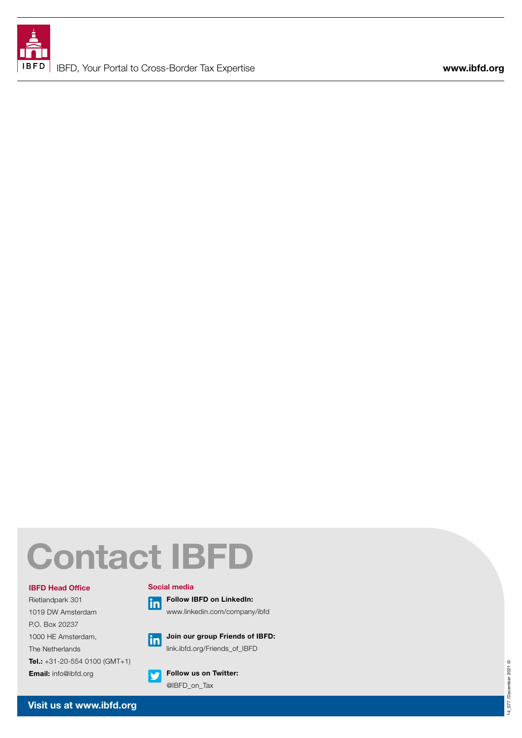IBFD, Your Portal to Cross-Border Tax Expertise

**www.ibfd.org**

# Contact IBFD

**IBFD Head Office**

Rietlandpark 301
1019 DW Amsterdam
P.O. Box 20237
1000 HE Amsterdam,
The Netherlands
**Tel.:** +31-20-554 0100 (GMT+1)
**Email:** info@ibfd.org

**Social media**

**Follow IBFD on LinkedIn:**
www.linkedin.com/company/ibfd

**Join our group Friends of IBFD:**
link.ibfd.org/Friends_of_IBFD

**Follow us on Twitter:**
@IBFD_on_Tax

**Visit us at www.ibfd.org**

14_077 /December 2021 ©